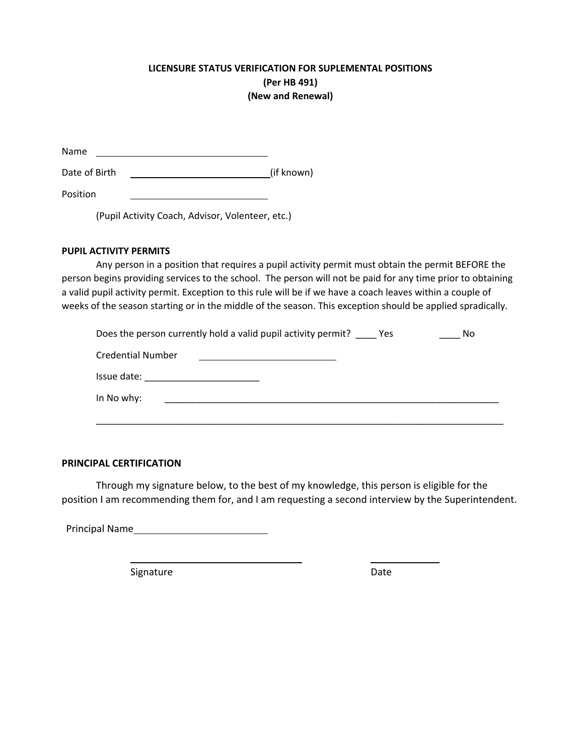**LICENSURE STATUS VERIFICATION FOR SUPLEMENTAL POSITIONS**
**(Per HB 491)**
**(New and Renewal)**

Name ______________________________

Date of Birth ______________________________ (if known)

Position ______________________________

(Pupil Activity Coach, Advisor, Volenteer, etc.)

**PUPIL ACTIVITY PERMITS**

Any person in a position that requires a pupil activity permit must obtain the permit BEFORE the person begins providing services to the school. The person will not be paid for any time prior to obtaining a valid pupil activity permit. Exception to this rule will be if we have a coach leaves within a couple of weeks of the season starting or in the middle of the season. This exception should be applied spradically.

Does the person currently hold a valid pupil activity permit? ____ Yes ____ No

Credential Number ______________________________

Issue date: ______________________

In No why: ______________________________________________________________________

__________________________________________________________________________________

**PRINCIPAL CERTIFICATION**

Through my signature below, to the best of my knowledge, this person is eligible for the position I am recommending them for, and I am requesting a second interview by the Superintendent.

Principal Name ______________________________

______________________________ ______________

Signature Date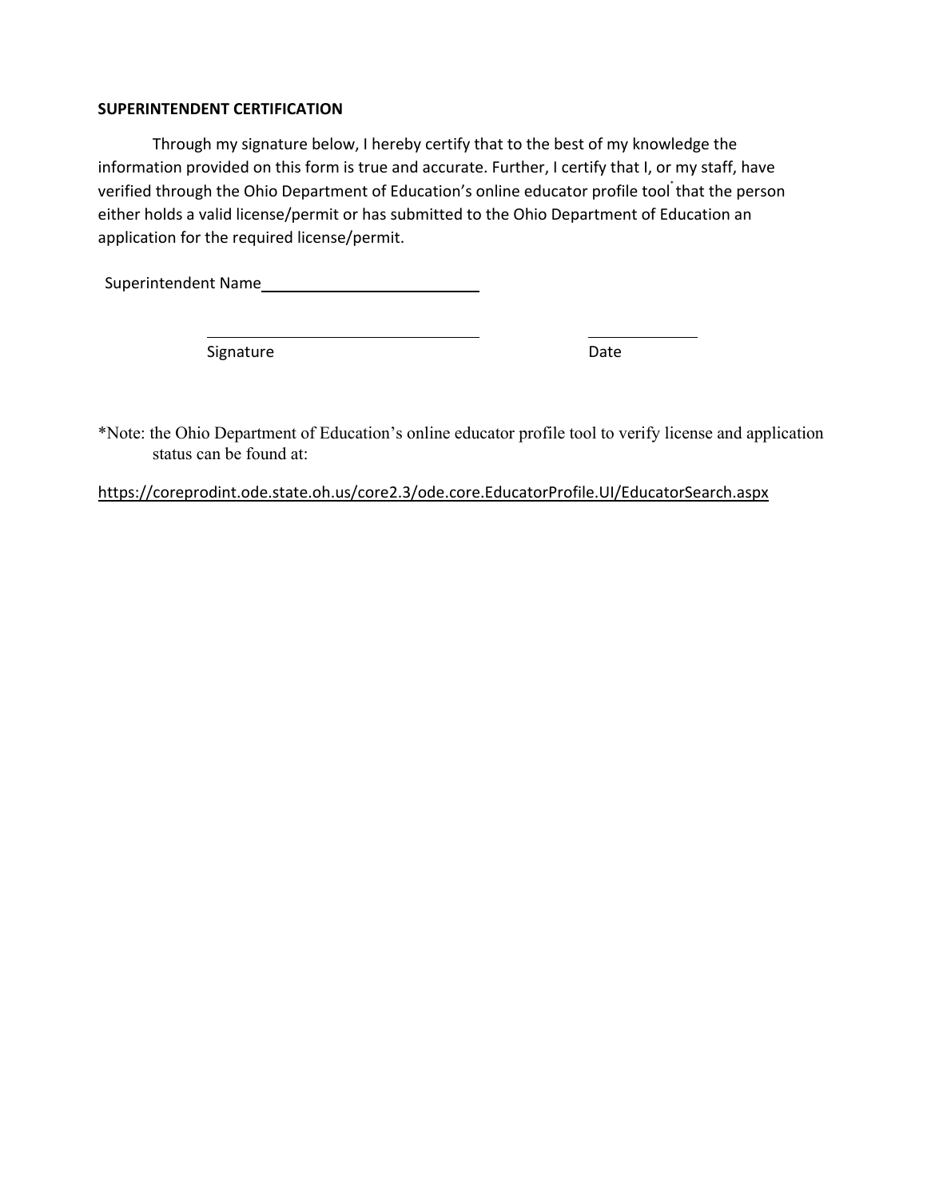**SUPERINTENDENT CERTIFICATION**

Through my signature below, I hereby certify that to the best of my knowledge the information provided on this form is true and accurate. Further, I certify that I, or my staff, have verified through the Ohio Department of Education's online educator profile tool* that the person either holds a valid license/permit or has submitted to the Ohio Department of Education an application for the required license/permit.

Superintendent Name\_\_\_\_\_\_\_\_\_\_\_\_\_\_\_\_\_\_\_\_\_\_\_\_\_\_

\_\_\_\_\_\_\_\_\_\_\_\_\_\_\_\_\_\_\_\_\_\_\_\_\_\_\_\_\_\_\_\_ \_\_\_\_\_\_\_\_\_\_\_\_\_\_

Signature Date

*Note: the Ohio Department of Education's online educator profile tool to verify license and application status can be found at:

https://coreprodint.ode.state.oh.us/core2.3/ode.core.EducatorProfile.UI/EducatorSearch.aspx